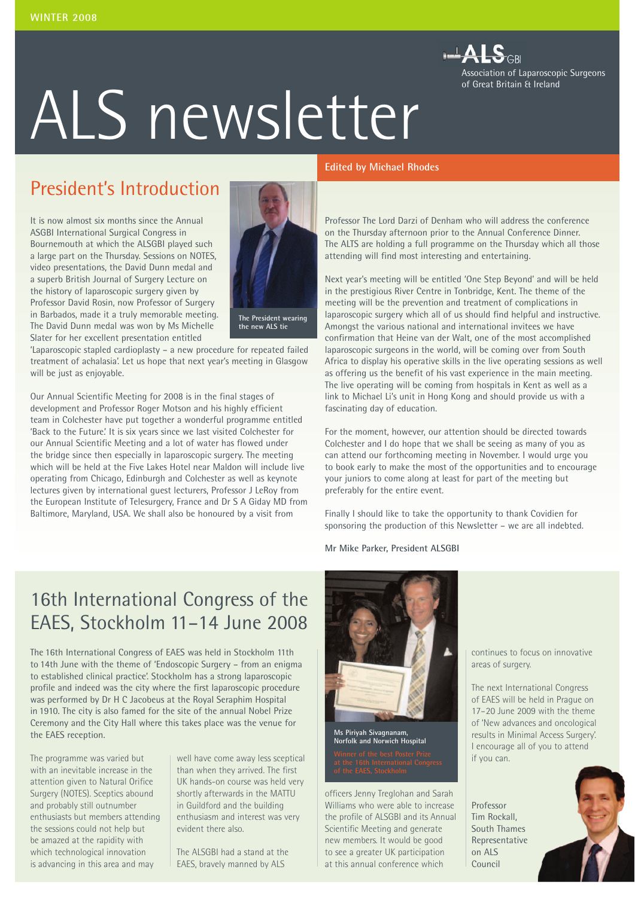WINTER 2008

# ALS newsletter

ALS GBI
Association of Laparoscopic Surgeons of Great Britain & Ireland

Edited by Michael Rhodes

## President's Introduction

The President wearing the new ALS tie

It is now almost six months since the Annual ASGBI International Surgical Congress in Bournemouth at which the ALSGBI played such a large part on the Thursday. Sessions on NOTES, video presentations, the David Dunn medal and a superb British Journal of Surgery Lecture on the history of laparoscopic surgery given by Professor David Rosin, now Professor of Surgery in Barbados, made it a truly memorable meeting. The David Dunn medal was won by Ms Michelle Slater for her excellent presentation entitled 'Laparoscopic stapled cardioplasty – a new procedure for repeated failed treatment of achalasia'. Let us hope that next year's meeting in Glasgow will be just as enjoyable.

Our Annual Scientific Meeting for 2008 is in the final stages of development and Professor Roger Motson and his highly efficient team in Colchester have put together a wonderful programme entitled 'Back to the Future'. It is six years since we last visited Colchester for our Annual Scientific Meeting and a lot of water has flowed under the bridge since then especially in laparoscopic surgery. The meeting which will be held at the Five Lakes Hotel near Maldon will include live operating from Chicago, Edinburgh and Colchester as well as keynote lectures given by international guest lecturers, Professor J LeRoy from the European Institute of Telesurgery, France and Dr S A Giday MD from Baltimore, Maryland, USA. We shall also be honoured by a visit from Professor The Lord Darzi of Denham who will address the conference on the Thursday afternoon prior to the Annual Conference Dinner. The ALTS are holding a full programme on the Thursday which all those attending will find most interesting and entertaining.

Next year's meeting will be entitled 'One Step Beyond' and will be held in the prestigious River Centre in Tonbridge, Kent. The theme of the meeting will be the prevention and treatment of complications in laparoscopic surgery which all of us should find helpful and instructive. Amongst the various national and international invitees we have confirmation that Heine van der Walt, one of the most accomplished laparoscopic surgeons in the world, will be coming over from South Africa to display his operative skills in the live operating sessions as well as offering us the benefit of his vast experience in the main meeting. The live operating will be coming from hospitals in Kent as well as a link to Michael Li's unit in Hong Kong and should provide us with a fascinating day of education.

For the moment, however, our attention should be directed towards Colchester and I do hope that we shall be seeing as many of you as can attend our forthcoming meeting in November. I would urge you to book early to make the most of the opportunities and to encourage your juniors to come along at least for part of the meeting but preferably for the entire event.

Finally I should like to take the opportunity to thank Covidien for sponsoring the production of this Newsletter – we are all indebted.

**Mr Mike Parker, President ALSGBI**

## 16th International Congress of the EAES, Stockholm 11–14 June 2008

The 16th International Congress of EAES was held in Stockholm 11th to 14th June with the theme of 'Endoscopic Surgery – from an enigma to established clinical practice'. Stockholm has a strong laparoscopic profile and indeed was the city where the first laparoscopic procedure was performed by Dr H C Jacobeus at the Royal Seraphim Hospital in 1910. The city is also famed for the site of the annual Nobel Prize Ceremony and the City Hall where this takes place was the venue for the EAES reception.

The programme was varied but with an inevitable increase in the attention given to Natural Orifice Surgery (NOTES). Sceptics abound and probably still outnumber enthusiasts but members attending the sessions could not help but be amazed at the rapidity with which technological innovation is advancing in this area and may well have come away less sceptical than when they arrived. The first UK hands-on course was held very shortly afterwards in the MATTU in Guildford and the building enthusiasm and interest was very evident there also.

The ALSGBI had a stand at the EAES, bravely manned by ALS officers Jenny Treglohan and Sarah Williams who were able to increase the profile of ALSGBI and its Annual Scientific Meeting and generate new members. It would be good to see a greater UK participation at this annual conference which continues to focus on innovative areas of surgery.

Ms Piriyah Sivagnanam, Norfolk and Norwich Hospital
Winner of the best Poster Prize at the 16th International Congress of the EAES, Stockholm

The next International Congress of EAES will be held in Prague on 17–20 June 2009 with the theme of 'New advances and oncological results in Minimal Access Surgery'. I encourage all of you to attend if you can.

Professor Tim Rockall, South Thames Representative on ALS Council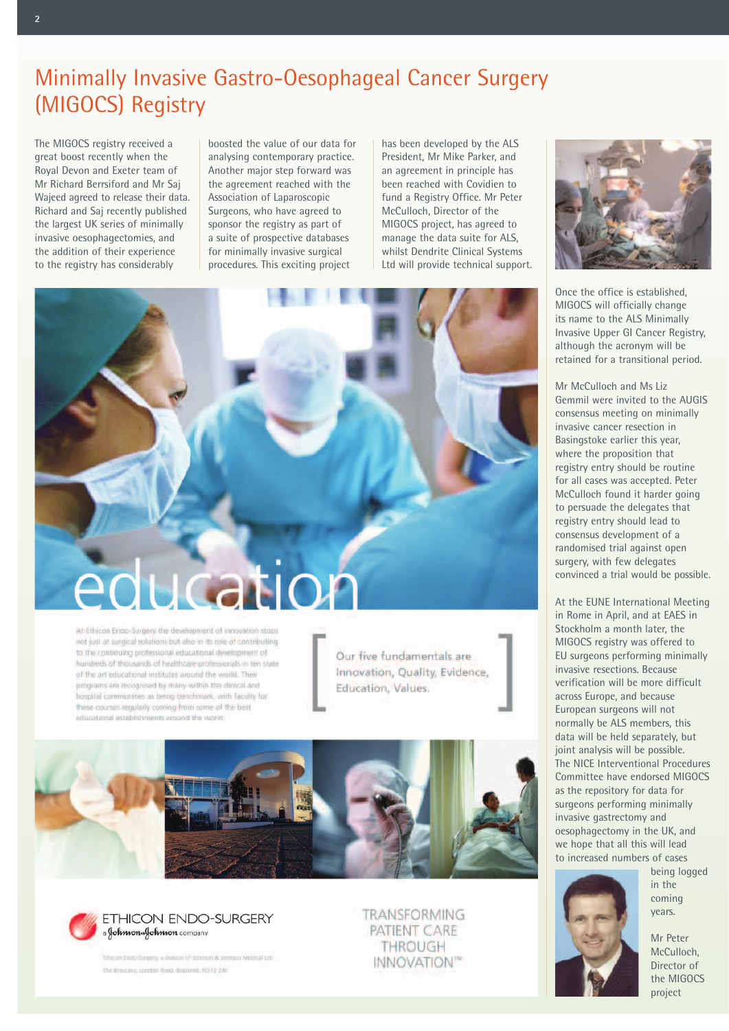# Minimally Invasive Gastro-Oesophageal Cancer Surgery (MIGOCS) Registry

The MIGOCS registry received a great boost recently when the Royal Devon and Exeter team of Mr Richard Bersiford and Mr Saj Wajeed agreed to release their data. Richard and Saj recently published the largest UK series of minimally invasive oesophagectomies, and the addition of their experience to the registry has considerably boosted the value of our data for analysing contemporary practice. Another major step forward was the agreement reached with the Association of Laparoscopic Surgeons, who have agreed to sponsor the registry as part of a suite of prospective databases for minimally invasive surgical procedures. This exciting project has been developed by the ALS President, Mr Mike Parker, and an agreement in principle has been reached with Covidien to fund a Registry Office. Mr Peter McCulloch, Director of the MIGOCS project, has agreed to manage the data suite for ALS, whilst Dendrite Clinical Systems Ltd will provide technical support.

Once the office is established, MIGOCS will officially change its name to the ALS Minimally Invasive Upper GI Cancer Registry, although the acronym will be retained for a transitional period.

Mr McCulloch and Ms Liz Gemmil were invited to the AUGIS consensus meeting on minimally invasive cancer resection in Basingstoke earlier this year, where the proposition that registry entry should be routine for all cases was accepted. Peter McCulloch found it harder going to persuade the delegates that registry entry should lead to consensus development of a randomised trial against open surgery, with few delegates convinced a trial would be possible.

At the EUNE International Meeting in Rome in April, and at EAES in Stockholm a month later, the MIGOCS registry was offered to EU surgeons performing minimally invasive resections. Because verification will be more difficult across Europe, and because European surgeons will not normally be ALS members, this data will be held separately, but joint analysis will be possible. The NICE Interventional Procedures Committee have endorsed MIGOCS as the repository for data for surgeons performing minimally invasive gastrectomy and oesophagectomy in the UK, and we hope that all this will lead to increased numbers of cases being logged in the coming years.

Mr Peter McCulloch, Director of the MIGOCS project

---

education

At Ethicon Endo-Surgery the development of innovation stops not just at surgical solutions but also in its role of contributing to the continuing professional educational development of hundreds of thousands of healthcare professionals in ten state of the art educational institutes around the world. Their programs are recognised by many within the clinical and hospital communities as being benchmark, with faculty for these courses regularly coming from some of the best educational establishments around the world.

[ Our five fundamentals are Innovation, Quality, Evidence, Education, Values. ]

ETHICON ENDO-SURGERY
a Johnson & Johnson company

Ethicon Endo-Surgery, a division of Johnson & Johnson Medical Ltd
The Braccans, London Road, Bracknell, RG12 2AT

TRANSFORMING PATIENT CARE THROUGH INNOVATION™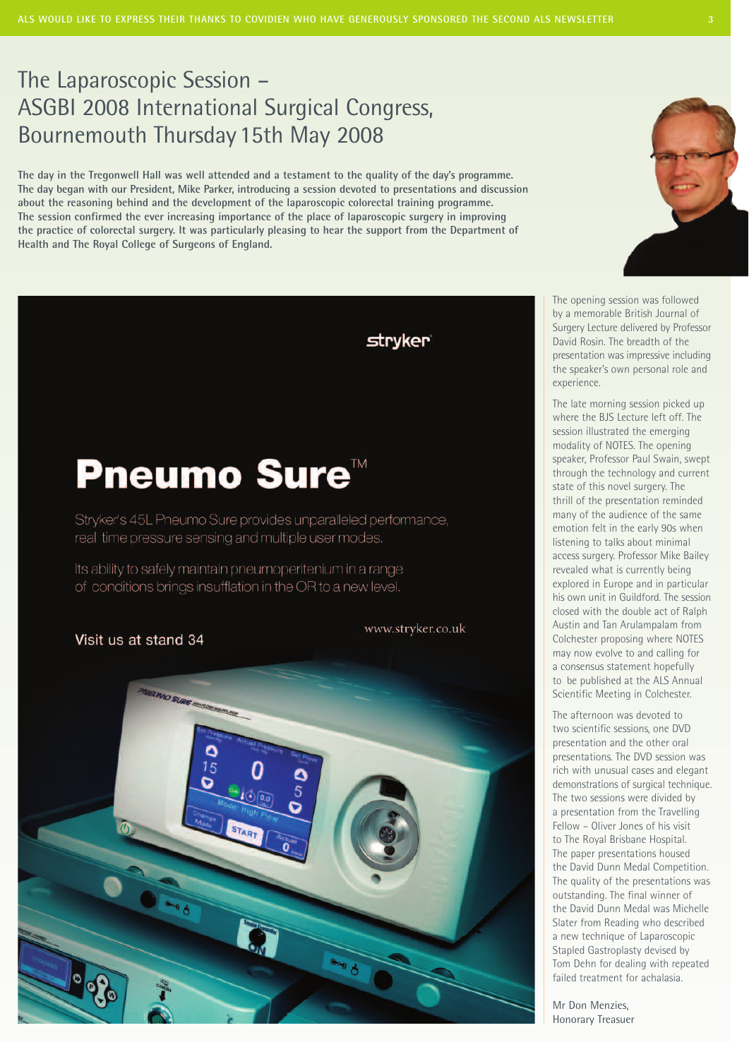# The Laparoscopic Session – ASGBI 2008 International Surgical Congress, Bournemouth Thursday 15th May 2008

**The day in the Tregonwell Hall was well attended and a testament to the quality of the day's programme. The day began with our President, Mike Parker, introducing a session devoted to presentations and discussion about the reasoning behind and the development of the laparoscopic colorectal training programme. The session confirmed the ever increasing importance of the place of laparoscopic surgery in improving the practice of colorectal surgery. It was particularly pleasing to hear the support from the Department of Health and The Royal College of Surgeons of England.**

stryker

## Pneumo Sure™

Stryker's 45L Pneumo Sure provides unparalleled performance, real time pressure sensing and multiple user modes.

Its ability to safely maintain pneumoperitenium in a range of conditions brings insufflation in the OR to a new level.

Visit us at stand 34

www.stryker.co.uk

The opening session was followed by a memorable British Journal of Surgery Lecture delivered by Professor David Rosin. The breadth of the presentation was impressive including the speaker's own personal role and experience.

The late morning session picked up where the BJS Lecture left off. The session illustrated the emerging modality of NOTES. The opening speaker, Professor Paul Swain, swept through the technology and current state of this novel surgery. The thrill of the presentation reminded many of the audience of the same emotion felt in the early 90s when listening to talks about minimal access surgery. Professor Mike Bailey revealed what is currently being explored in Europe and in particular his own unit in Guildford. The session closed with the double act of Ralph Austin and Tan Arulampalam from Colchester proposing where NOTES may now evolve to and calling for a consensus statement hopefully to be published at the ALS Annual Scientific Meeting in Colchester.

The afternoon was devoted to two scientific sessions, one DVD presentation and the other oral presentations. The DVD session was rich with unusual cases and elegant demonstrations of surgical technique. The two sessions were divided by a presentation from the Travelling Fellow – Oliver Jones of his visit to The Royal Brisbane Hospital. The paper presentations housed the David Dunn Medal Competition. The quality of the presentations was outstanding. The final winner of the David Dunn Medal was Michelle Slater from Reading who described a new technique of Laparoscopic Stapled Gastroplasty devised by Tom Dehn for dealing with repeated failed treatment for achalasia.

Mr Don Menzies,
Honorary Treasuer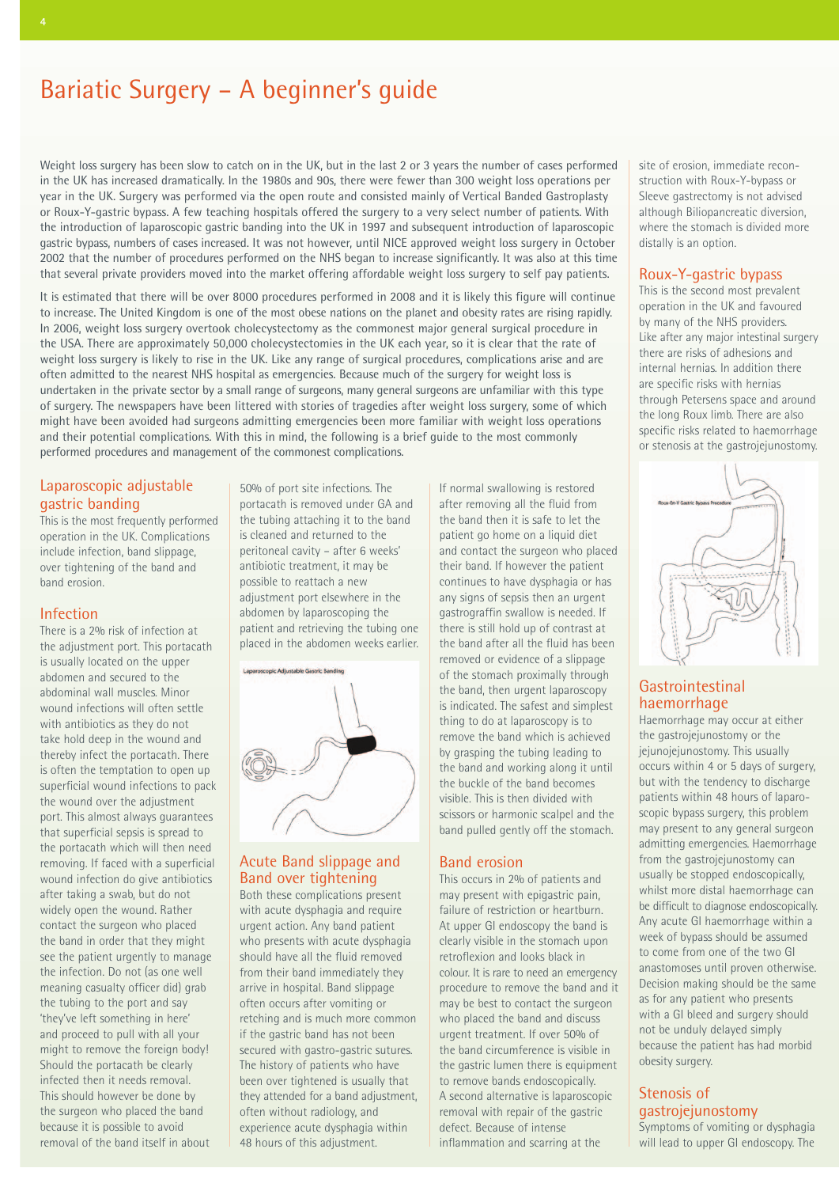# Bariatic Surgery – A beginner's guide

Weight loss surgery has been slow to catch on in the UK, but in the last 2 or 3 years the number of cases performed in the UK has increased dramatically. In the 1980s and 90s, there were fewer than 300 weight loss operations per year in the UK. Surgery was performed via the open route and consisted mainly of Vertical Banded Gastroplasty or Roux-Y-gastric bypass. A few teaching hospitals offered the surgery to a very select number of patients. With the introduction of laparoscopic gastric banding into the UK in 1997 and subsequent introduction of laparoscopic gastric bypass, numbers of cases increased. It was not however, until NICE approved weight loss surgery in October 2002 that the number of procedures performed on the NHS began to increase significantly. It was also at this time that several private providers moved into the market offering affordable weight loss surgery to self pay patients.

It is estimated that there will be over 8000 procedures performed in 2008 and it is likely this figure will continue to increase. The United Kingdom is one of the most obese nations on the planet and obesity rates are rising rapidly. In 2006, weight loss surgery overtook cholecystectomy as the commonest major general surgical procedure in the USA. There are approximately 50,000 cholecystectomies in the UK each year, so it is clear that the rate of weight loss surgery is likely to rise in the UK. Like any range of surgical procedures, complications arise and are often admitted to the nearest NHS hospital as emergencies. Because much of the surgery for weight loss is undertaken in the private sector by a small range of surgeons, many general surgeons are unfamiliar with this type of surgery. The newspapers have been littered with stories of tragedies after weight loss surgery, some of which might have been avoided had surgeons admitting emergencies been more familiar with weight loss operations and their potential complications. With this in mind, the following is a brief guide to the most commonly performed procedures and management of the commonest complications.

## Laparoscopic adjustable gastric banding

This is the most frequently performed operation in the UK. Complications include infection, band slippage, over tightening of the band and band erosion.

## Infection

There is a 2% risk of infection at the adjustment port. This portacath is usually located on the upper abdomen and secured to the abdominal wall muscles. Minor wound infections will often settle with antibiotics as they do not take hold deep in the wound and thereby infect the portacath. There is often the temptation to open up superficial wound infections to pack the wound over the adjustment port. This almost always guarantees that superficial sepsis is spread to the portacath which will then need removing. If faced with a superficial wound infection do give antibiotics after taking a swab, but do not widely open the wound. Rather contact the surgeon who placed the band in order that they might see the patient urgently to manage the infection. Do not (as one well meaning casualty officer did) grab the tubing to the port and say 'they've left something in here' and proceed to pull with all your might to remove the foreign body! Should the portacath be clearly infected then it needs removal. This should however be done by the surgeon who placed the band because it is possible to avoid removal of the band itself in about 50% of port site infections. The portacath is removed under GA and the tubing attaching it to the band is cleaned and returned to the peritoneal cavity – after 6 weeks' antibiotic treatment, it may be possible to reattach a new adjustment port elsewhere in the abdomen by laparoscoping the patient and retrieving the tubing one placed in the abdomen weeks earlier.

Laparoscopic Adjustable Gastric Banding

## Acute Band slippage and Band over tightening

Both these complications present with acute dysphagia and require urgent action. Any band patient who presents with acute dysphagia should have all the fluid removed from their band immediately they arrive in hospital. Band slippage often occurs after vomiting or retching and is much more common if the gastric band has not been secured with gastro-gastric sutures. The history of patients who have been over tightened is usually that they attended for a band adjustment, often without radiology, and experience acute dysphagia within 48 hours of this adjustment.

If normal swallowing is restored after removing all the fluid from the band then it is safe to let the patient go home on a liquid diet and contact the surgeon who placed their band. If however the patient continues to have dysphagia or has any signs of sepsis then an urgent gastrograffin swallow is needed. If there is still hold up of contrast at the band after all the fluid has been removed or evidence of a slippage of the stomach proximally through the band, then urgent laparoscopy is indicated. The safest and simplest thing to do at laparoscopy is to remove the band which is achieved by grasping the tubing leading to the band and working along it until the buckle of the band becomes visible. This is then divided with scissors or harmonic scalpel and the band pulled gently off the stomach.

## Band erosion

This occurs in 2% of patients and may present with epigastric pain, failure of restriction or heartburn. At upper GI endoscopy the band is clearly visible in the stomach upon retroflexion and looks black in colour. It is rare to need an emergency procedure to remove the band and it may be best to contact the surgeon who placed the band and discuss urgent treatment. If over 50% of the band circumference is visible in the gastric lumen there is equipment to remove bands endoscopically. A second alternative is laparoscopic removal with repair of the gastric defect. Because of intense inflammation and scarring at the site of erosion, immediate reconstruction with Roux-Y-bypass or Sleeve gastrectomy is not advised although Biliopancreatic diversion, where the stomach is divided more distally is an option.

## Roux-Y-gastric bypass

This is the second most prevalent operation in the UK and favoured by many of the NHS providers. Like after any major intestinal surgery there are risks of adhesions and internal hernias. In addition there are specific risks with hernias through Petersens space and around the long Roux limb. There are also specific risks related to haemorrhage or stenosis at the gastrojejunostomy.

Roux-En-Y Gastric Bypass Procedure

## Gastrointestinal haemorrhage

Haemorrhage may occur at either the gastrojejunostomy or the jejunojejunostomy. This usually occurs within 4 or 5 days of surgery, but with the tendency to discharge patients within 48 hours of laparoscopic bypass surgery, this problem may present to any general surgeon admitting emergencies. Haemorrhage from the gastrojejunostomy can usually be stopped endoscopically, whilst more distal haemorrhage can be difficult to diagnose endoscopically. Any acute GI haemorrhage within a week of bypass should be assumed to come from one of the two GI anastomoses until proven otherwise. Decision making should be the same as for any patient who presents with a GI bleed and surgery should not be unduly delayed simply because the patient has had morbid obesity surgery.

## Stenosis of gastrojejunostomy

Symptoms of vomiting or dysphagia will lead to upper GI endoscopy. The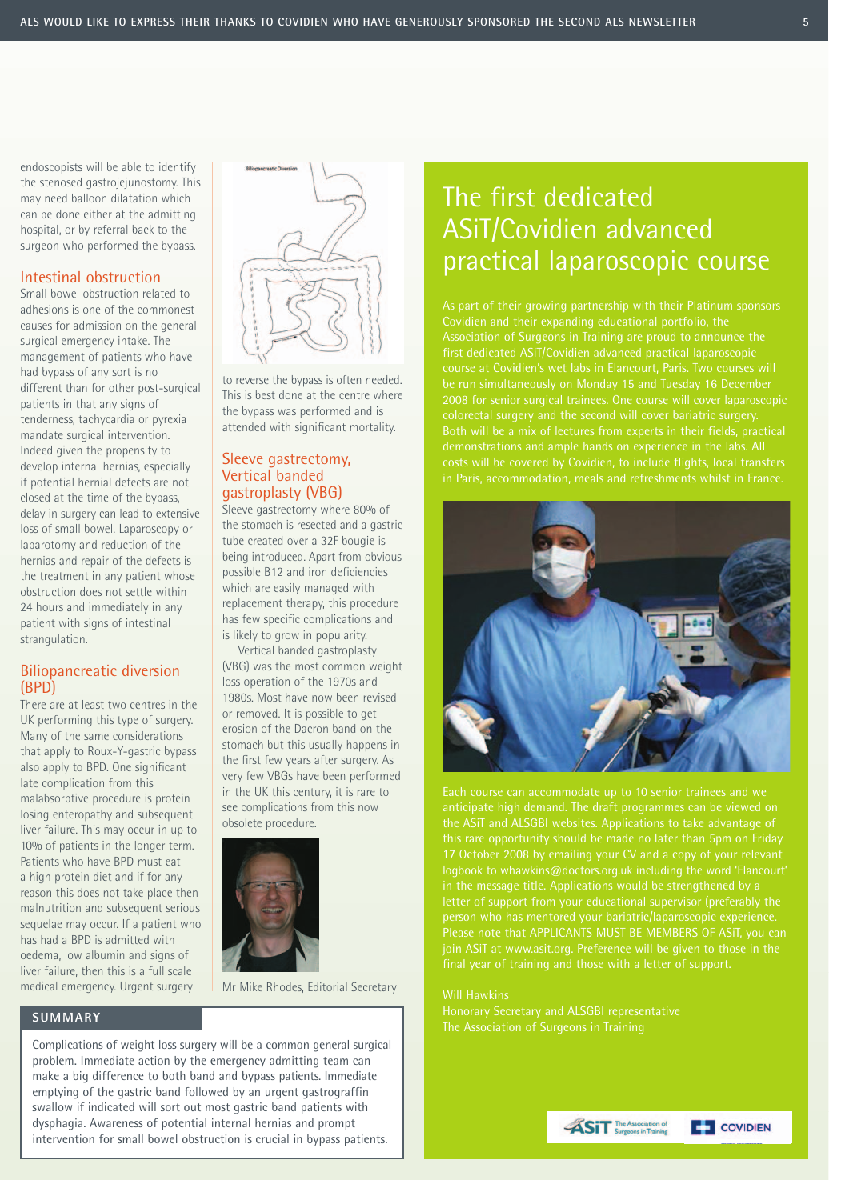endoscopists will be able to identify the stenosed gastrojejunostomy. This may need balloon dilatation which can be done either at the admitting hospital, or by referral back to the surgeon who performed the bypass.

## Intestinal obstruction

Small bowel obstruction related to adhesions is one of the commonest causes for admission on the general surgical emergency intake. The management of patients who have had bypass of any sort is no different than for other post-surgical patients in that any signs of tenderness, tachycardia or pyrexia mandate surgical intervention. Indeed given the propensity to develop internal hernias, especially if potential hernial defects are not closed at the time of the bypass, delay in surgery can lead to extensive loss of small bowel. Laparoscopy or laparotomy and reduction of the hernias and repair of the defects is the treatment in any patient whose obstruction does not settle within 24 hours and immediately in any patient with signs of intestinal strangulation.

## Biliopancreatic diversion (BPD)

There are at least two centres in the UK performing this type of surgery. Many of the same considerations that apply to Roux-Y-gastric bypass also apply to BPD. One significant late complication from this malabsorptive procedure is protein losing enteropathy and subsequent liver failure. This may occur in up to 10% of patients in the longer term. Patients who have BPD must eat a high protein diet and if for any reason this does not take place then malnutrition and subsequent serious sequelae may occur. If a patient who has had a BPD is admitted with oedema, low albumin and signs of liver failure, then this is a full scale medical emergency. Urgent surgery to reverse the bypass is often needed. This is best done at the centre where the bypass was performed and is attended with significant mortality.

Biliopancreatic Diversion

## Sleeve gastrectomy, Vertical banded gastroplasty (VBG)

Sleeve gastrectomy where 80% of the stomach is resected and a gastric tube created over a 32F bougie is being introduced. Apart from obvious possible B12 and iron deficiencies which are easily managed with replacement therapy, this procedure has few specific complications and is likely to grow in popularity.

Vertical banded gastroplasty (VBG) was the most common weight loss operation of the 1970s and 1980s. Most have now been revised or removed. It is possible to get erosion of the Dacron band on the stomach but this usually happens in the first few years after surgery. As very few VBGs have been performed in the UK this century, it is rare to see complications from this now obsolete procedure.

Mr Mike Rhodes, Editorial Secretary

### SUMMARY

Complications of weight loss surgery will be a common general surgical problem. Immediate action by the emergency admitting team can make a big difference to both band and bypass patients. Immediate emptying of the gastric band followed by an urgent gastrograffin swallow if indicated will sort out most gastric band patients with dysphagia. Awareness of potential internal hernias and prompt intervention for small bowel obstruction is crucial in bypass patients.

# The first dedicated ASiT/Covidien advanced practical laparoscopic course

As part of their growing partnership with their Platinum sponsors Covidien and their expanding educational portfolio, the Association of Surgeons in Training are proud to announce the first dedicated ASiT/Covidien advanced practical laparoscopic course at Covidien's wet labs in Elancourt, Paris. Two courses will be run simultaneously on Monday 15 and Tuesday 16 December 2008 for senior surgical trainees. One course will cover laparoscopic colorectal surgery and the second will cover bariatric surgery. Both will be a mix of lectures from experts in their fields, practical demonstrations and ample hands on experience in the labs. All costs will be covered by Covidien, to include flights, local transfers in Paris, accommodation, meals and refreshments whilst in France.

Each course can accommodate up to 10 senior trainees and we anticipate high demand. The draft programmes can be viewed on the ASiT and ALSGBI websites. Applications to take advantage of this rare opportunity should be made no later than 5pm on Friday 17 October 2008 by emailing your CV and a copy of your relevant logbook to whawkins@doctors.org.uk including the word 'Elancourt' in the message title. Applications would be strengthened by a letter of support from your educational supervisor (preferably the person who has mentored your bariatric/laparoscopic experience. Please note that APPLICANTS MUST BE MEMBERS OF ASiT, you can join ASiT at www.asit.org. Preference will be given to those in the final year of training and those with a letter of support.

Will Hawkins
Honorary Secretary and ALSGBI representative
The Association of Surgeons in Training

ASiT The Association of Surgeons in Training
COVIDIEN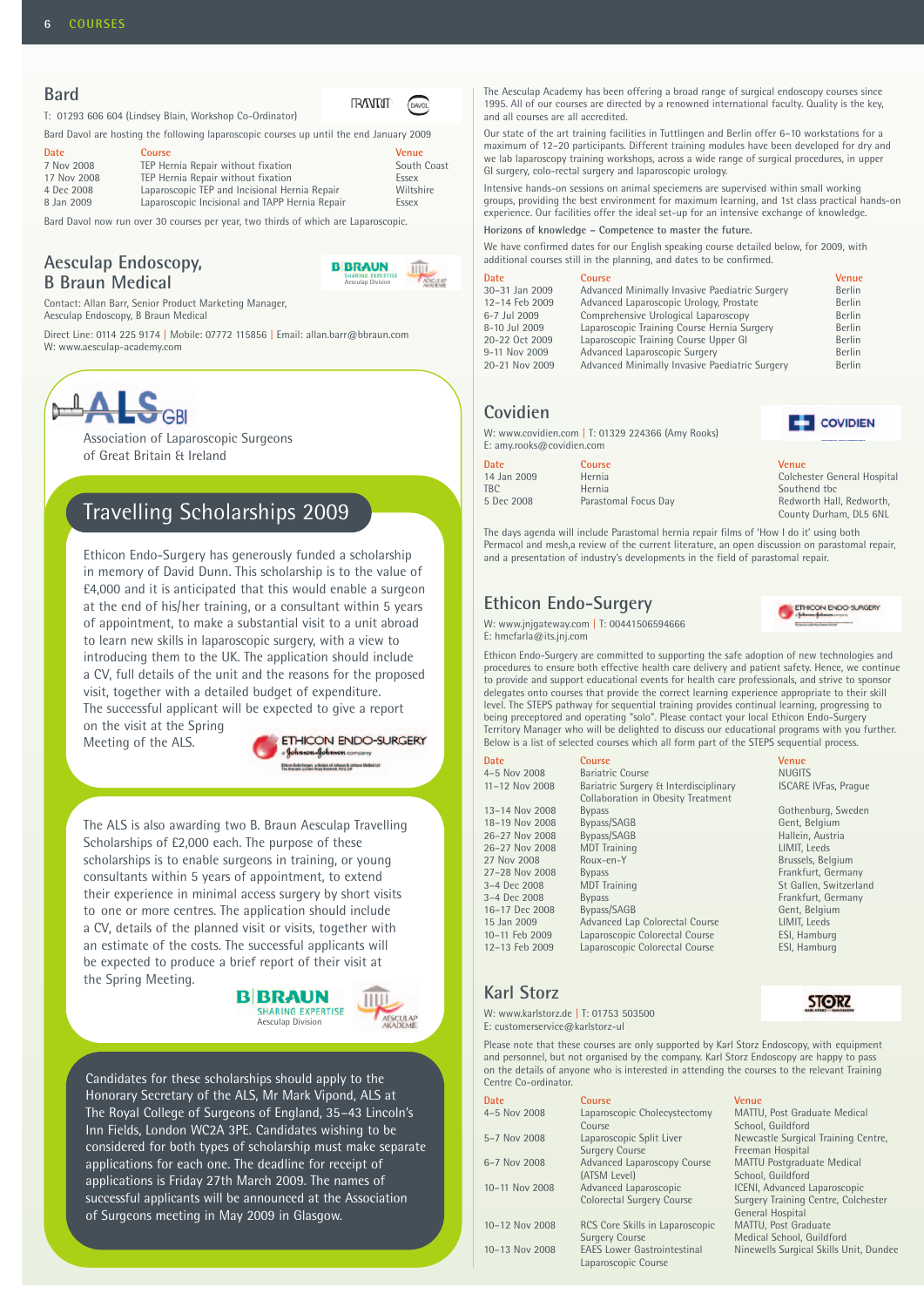## Bard

T: 01293 606 604 (Lindsey Blain, Workshop Co-Ordinator)

Bard Davol are hosting the following laparoscopic courses up until the end January 2009

| Date | Course | Venue |
|---|---|---|
| 7 Nov 2008 | TEP Hernia Repair without fixation | South Coast |
| 17 Nov 2008 | TEP Hernia Repair without fixation | Essex |
| 4 Dec 2008 | Laparoscopic TEP and Incisional Hernia Repair | Wiltshire |
| 8 Jan 2009 | Laparoscopic Incisional and TAPP Hernia Repair | Essex |

Bard Davol now run over 30 courses per year, two thirds of which are Laparoscopic.

## Aesculap Endoscopy, B Braun Medical

Contact: Allan Barr, Senior Product Marketing Manager, Aesculap Endoscopy, B Braun Medical

Direct Line: 0114 225 9174 | Mobile: 07772 115856 | Email: allan.barr@bbraun.com
W: www.aesculap-academy.com

The Aesculap Academy has been offering a broad range of surgical endoscopy courses since 1995. All of our courses are directed by a renowned international faculty. Quality is the key, and all courses are all accredited.

Our state of the art training facilities in Tuttlingen and Berlin offer 6–10 workstations for a maximum of 12–20 participants. Different training modules have been developed for dry and we lab laparoscopy training workshops, across a wide range of surgical procedures, in upper GI surgery, colo-rectal surgery and laparoscopic urology.

Intensive hands-on sessions on animal speciemens are supervised within small working groups, providing the best environment for maximum learning, and 1st class practical hands-on experience. Our facilities offer the ideal set-up for an intensive exchange of knowledge.

Horizons of knowledge – Competence to master the future.

We have confirmed dates for our English speaking course detailed below, for 2009, with additional courses still in the planning, and dates to be confirmed.

| Date | Course | Venue |
|---|---|---|
| 30–31 Jan 2009 | Advanced Minimally Invasive Paediatric Surgery | Berlin |
| 12–14 Feb 2009 | Advanced Laparoscopic Urology, Prostate | Berlin |
| 6–7 Jul 2009 | Comprehensive Urological Laparoscopy | Berlin |
| 8–10 Jul 2009 | Laparoscopic Training Course Hernia Surgery | Berlin |
| 20–22 Oct 2009 | Laparoscopic Training Course Upper GI | Berlin |
| 9–11 Nov 2009 | Advanced Laparoscopic Surgery | Berlin |
| 20–21 Nov 2009 | Advanced Minimally Invasive Paediatric Surgery | Berlin |

ALS GBI
Association of Laparoscopic Surgeons of Great Britain & Ireland

## Travelling Scholarships 2009

Ethicon Endo-Surgery has generously funded a scholarship in memory of David Dunn. This scholarship is to the value of £4,000 and it is anticipated that this would enable a surgeon at the end of his/her training, or a consultant within 5 years of appointment, to make a substantial visit to a unit abroad to learn new skills in laparoscopic surgery, with a view to introducing them to the UK. The application should include a CV, full details of the unit and the reasons for the proposed visit, together with a detailed budget of expenditure. The successful applicant will be expected to give a report on the visit at the Spring Meeting of the ALS.

The ALS is also awarding two B. Braun Aesculap Travelling Scholarships of £2,000 each. The purpose of these scholarships is to enable surgeons in training, or young consultants within 5 years of appointment, to extend their experience in minimal access surgery by short visits to one or more centres. The application should include a CV, details of the planned visit or visits, together with an estimate of the costs. The successful applicants will be expected to produce a brief report of their visit at the Spring Meeting.

Candidates for these scholarships should apply to the Honorary Secretary of the ALS, Mr Mark Vipond, ALS at The Royal College of Surgeons of England, 35–43 Lincoln's Inn Fields, London WC2A 3PE. Candidates wishing to be considered for both types of scholarship must make separate applications for each one. The deadline for receipt of applications is Friday 27th March 2009. The names of successful applicants will be announced at the Association of Surgeons meeting in May 2009 in Glasgow.

## Covidien

W: www.covidien.com | T: 01329 224366 (Amy Rooks)
E: amy.rooks@covidien.com

| Date | Course | Venue |
|---|---|---|
| 14 Jan 2009 | Hernia | Colchester General Hospital |
| TBC | Hernia | Southend tbc |
| 5 Dec 2008 | Parastomal Focus Day | Redworth Hall, Redworth, County Durham, DL5 6NL |

The days agenda will include Parastomal hernia repair films of 'How I do it' using both Permacol and mesh,a review of the current literature, an open discussion on parastomal repair, and a presentation of industry's developments in the field of parastomal repair.

## Ethicon Endo-Surgery

W: www.jnjgateway.com | T: 00441506594666
E: hmcfarla@its.jnj.com

Ethicon Endo-Surgery are committed to supporting the safe adoption of new technologies and procedures to ensure both effective health care delivery and patient safety. Hence, we continue to provide and support educational events for health care professionals, and strive to sponsor delegates onto courses that provide the correct learning experience appropriate to their skill level. The STEPS pathway for sequential training provides continual learning, progressing to being preceptored and operating "solo". Please contact your local Ethicon Endo-Surgery Territory Manager who will be delighted to discuss our educational programs with you further. Below is a list of selected courses which all form part of the STEPS sequential process.

| Date | Course | Venue |
|---|---|---|
| 4–5 Nov 2008 | Bariatric Course | NUGITS |
| 11–12 Nov 2008 | Bariatric Surgery & Interdisciplinary Collaboration in Obesity Treatment | ISCARE IVFas, Prague |
| 13–14 Nov 2008 | Bypass | Gothenburg, Sweden |
| 18–19 Nov 2008 | Bypass/SAGB | Gent, Belgium |
| 26–27 Nov 2008 | Bypass/SAGB | Hallein, Austria |
| 26–27 Nov 2008 | MDT Training | LIMIT, Leeds |
| 27 Nov 2008 | Roux-en-Y | Brussels, Belgium |
| 27–28 Nov 2008 | Bypass | Frankfurt, Germany |
| 3–4 Dec 2008 | MDT Training | St Gallen, Switzerland |
| 3–4 Dec 2008 | Bypass | Frankfurt, Germany |
| 16–17 Dec 2008 | Bypass/SAGB | Gent, Belgium |
| 15 Jan 2009 | Advanced Lap Colorectal Course | LIMIT, Leeds |
| 10–11 Feb 2009 | Laparoscopic Colorectal Course | ESI, Hamburg |
| 12–13 Feb 2009 | Laparoscopic Colorectal Course | ESI, Hamburg |

## Karl Storz

W: www.karlstorz.de | T: 01753 503500
E: customerservice@karlstorz-ul

Please note that these courses are only supported by Karl Storz Endoscopy, with equipment and personnel, but not organised by the company. Karl Storz Endoscopy are happy to pass on the details of anyone who is interested in attending the courses to the relevant Training Centre Co-ordinator.

| Date | Course | Venue |
|---|---|---|
| 4–5 Nov 2008 | Laparoscopic Cholecystectomy Course | MATTU, Post Graduate Medical School, Guildford |
| 5–7 Nov 2008 | Laparoscopic Split Liver Surgery Course | Newcastle Surgical Training Centre, Freeman Hospital |
| 6–7 Nov 2008 | Advanced Laparoscopy Course (ATSM Level) | MATTU Postgraduate Medical School, Guildford |
| 10–11 Nov 2008 | Advanced Laparoscopic Colorectal Surgery Course | ICENI, Advanced Laparoscopic Surgery Training Centre, Colchester General Hospital |
| 10–12 Nov 2008 | RCS Core Skills in Laparoscopic Surgery Course | MATTU, Post Graduate Medical School, Guildford |
| 10–13 Nov 2008 | EAES Lower Gastrointestinal Laparoscopic Course | Ninewells Surgical Skills Unit, Dundee |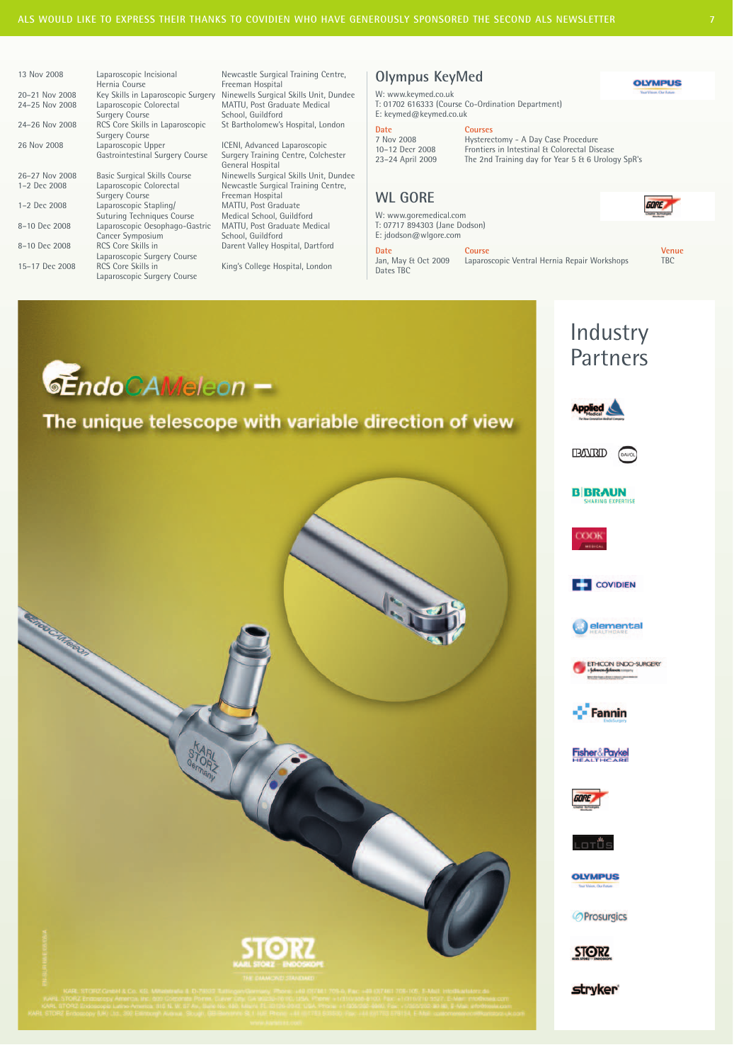| | | |
|---|---|---|
| 13 Nov 2008 | Laparoscopic Incisional Hernia Course | Newcastle Surgical Training Centre, Freeman Hospital |
| 20–21 Nov 2008 | Key Skills in Laparoscopic Surgery | Ninewells Surgical Skills Unit, Dundee |
| 24–25 Nov 2008 | Laparoscopic Colorectal Surgery Course | MATTU, Post Graduate Medical School, Guildford |
| 24–26 Nov 2008 | RCS Core Skills in Laparoscopic Surgery Course | St Bartholomew's Hospital, London |
| 26 Nov 2008 | Laparoscopic Upper Gastrointestinal Surgery Course | ICENI, Advanced Laparoscopic Surgery Training Centre, Colchester General Hospital |
| 26–27 Nov 2008 | Basic Surgical Skills Course | Ninewells Surgical Skills Unit, Dundee |
| 1–2 Dec 2008 | Laparoscopic Colorectal Surgery Course | Newcastle Surgical Training Centre, Freeman Hospital |
| 1–2 Dec 2008 | Laparoscopic Stapling/ Suturing Techniques Course | MATTU, Post Graduate Medical School, Guildford |
| 8–10 Dec 2008 | Laparoscopic Oesophago-Gastric Cancer Symposium | MATTU, Post Graduate Medical School, Guildford |
| 8–10 Dec 2008 | RCS Core Skills in Laparoscopic Surgery Course | Darent Valley Hospital, Dartford |
| 15–17 Dec 2008 | RCS Core Skills in Laparoscopic Surgery Course | King's College Hospital, London |

## Olympus KeyMed

W: www.keymed.co.uk
T: 01702 616333 (Course Co-Ordination Department)
E: keymed@keymed.co.uk

| Date | Courses |
|---|---|
| 7 Nov 2008 | Hysterectomy - A Day Case Procedure |
| 10–12 Decr 2008 | Frontiers in Intestinal & Colorectal Disease |
| 23–24 April 2009 | The 2nd Training day for Year 5 & 6 Urology SpR's |

## WL GORE

W: www.goremedical.com
T: 07717 894303 (Jane Dodson)
E: jdodson@wlgore.com

| Date | Course | Venue |
|---|---|---|
| Jan, May & Oct 2009 Dates TBC | Laparoscopic Ventral Hernia Repair Workshops | TBC |

EndoCAMeleon – The unique telescope with variable direction of view

## Industry Partners

Applied Medical, Bard, Davol, B|Braun, Cook Medical, Covidien, elemental Healthcare, Ethicon Endo-Surgery, Fannin, Fisher & Paykel Healthcare, Gore, Lotus, Olympus, Prosurgics, Storz, Stryker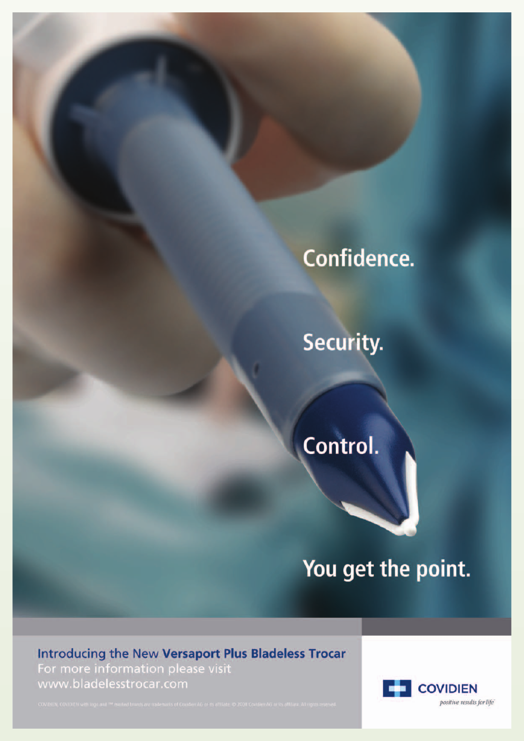Confidence.

Security.

Control.

You get the point.

Introducing the New **Versaport Plus Bladeless Trocar**
For more information please visit
www.bladelesstrocar.com

COVIDIEN, COVIDIEN with logo and ™ marked brands are trademarks of Covidien AG or its affiliate. © 2008 Covidien AG or its affiliate. All rights reserved.

COVIDIEN
*positive results for life*